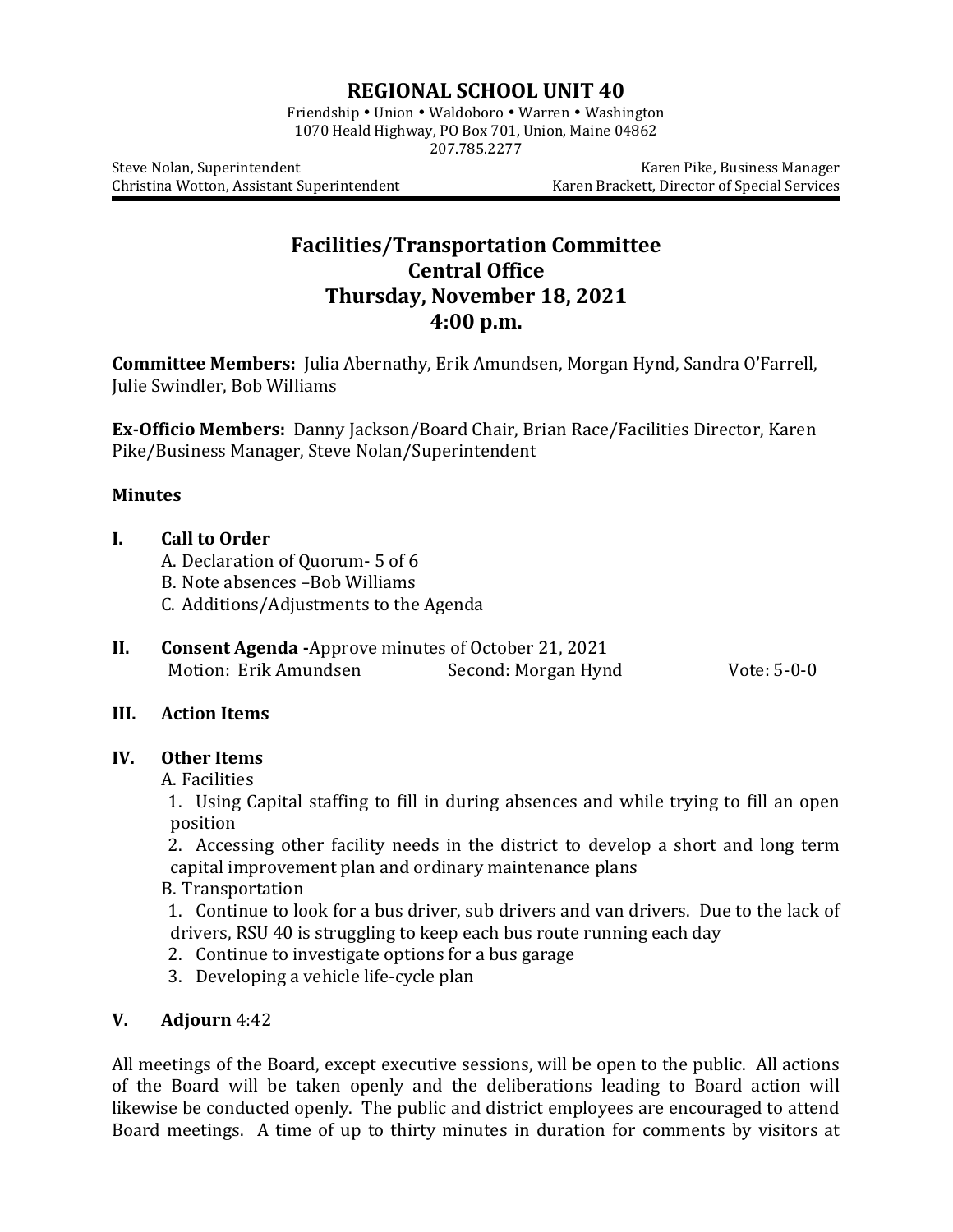# REGIONAL SCHOOL UNIT 40

Friendship • Union • Waldoboro • Warren • Washington
1070 Heald Highway, PO Box 701, Union, Maine 04862
207.785.2277

Steve Nolan, Superintendent | Karen Pike, Business Manager
Christina Wotton, Assistant Superintendent | Karen Brackett, Director of Special Services

---

## Facilities/Transportation Committee
## Central Office
## Thursday, November 18, 2021
## 4:00 p.m.

**Committee Members:** Julia Abernathy, Erik Amundsen, Morgan Hynd, Sandra O'Farrell, Julie Swindler, Bob Williams

**Ex-Officio Members:** Danny Jackson/Board Chair, Brian Race/Facilities Director, Karen Pike/Business Manager, Steve Nolan/Superintendent

**Minutes**

**I. Call to Order**

A. Declaration of Quorum- 5 of 6
B. Note absences –Bob Williams
C. Additions/Adjustments to the Agenda

**II. Consent Agenda -**Approve minutes of October 21, 2021

Motion: Erik Amundsen    Second: Morgan Hynd    Vote: 5-0-0

**III. Action Items**

**IV. Other Items**

A. Facilities

1. Using Capital staffing to fill in during absences and while trying to fill an open position
2. Accessing other facility needs in the district to develop a short and long term capital improvement plan and ordinary maintenance plans

B. Transportation

1. Continue to look for a bus driver, sub drivers and van drivers. Due to the lack of drivers, RSU 40 is struggling to keep each bus route running each day
2. Continue to investigate options for a bus garage
3. Developing a vehicle life-cycle plan

**V. Adjourn** 4:42

All meetings of the Board, except executive sessions, will be open to the public. All actions of the Board will be taken openly and the deliberations leading to Board action will likewise be conducted openly. The public and district employees are encouraged to attend Board meetings. A time of up to thirty minutes in duration for comments by visitors at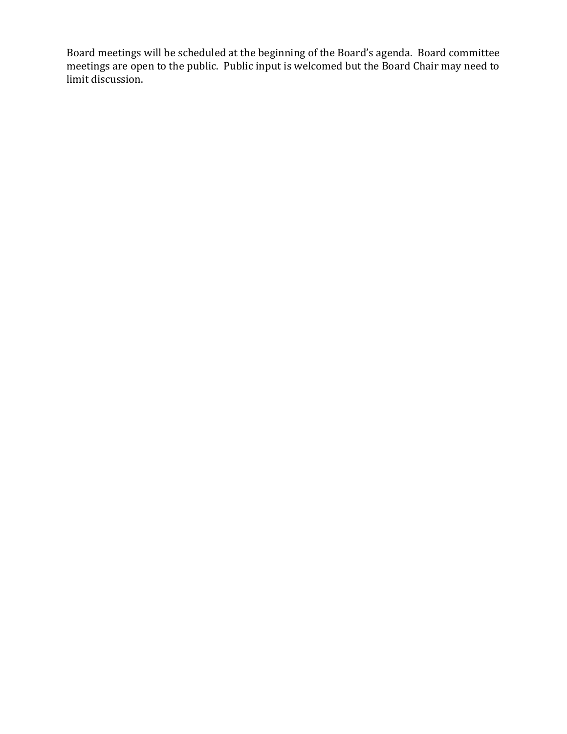Board meetings will be scheduled at the beginning of the Board's agenda. Board committee meetings are open to the public. Public input is welcomed but the Board Chair may need to limit discussion.